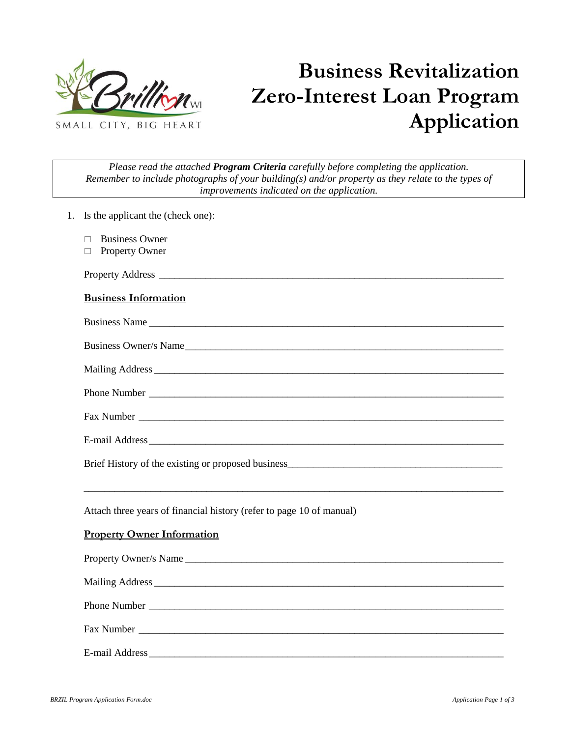# Business Revitalization Zero-Interest Loan Program Application

*Please read the attached **Program Criteria** carefully before completing the application. Remember to include photographs of your building(s) and/or property as they relate to the types of improvements indicated on the application.*

1. Is the applicant the (check one):

   □ Business Owner
   □ Property Owner

   Property Address ______________________________________________________________

   **Business Information**

   Business Name ________________________________________________________________

   Business Owner/s Name__________________________________________________________

   Mailing Address _______________________________________________________________

   Phone Number ________________________________________________________________

   Fax Number __________________________________________________________________

   E-mail Address ________________________________________________________________

   Brief History of the existing or proposed business_____________________________________

   ______________________________________________________________________________

   Attach three years of financial history (refer to page 10 of manual)

   **Property Owner Information**

   Property Owner/s Name __________________________________________________________

   Mailing Address _______________________________________________________________

   Phone Number ________________________________________________________________

   Fax Number __________________________________________________________________

   E-mail Address ________________________________________________________________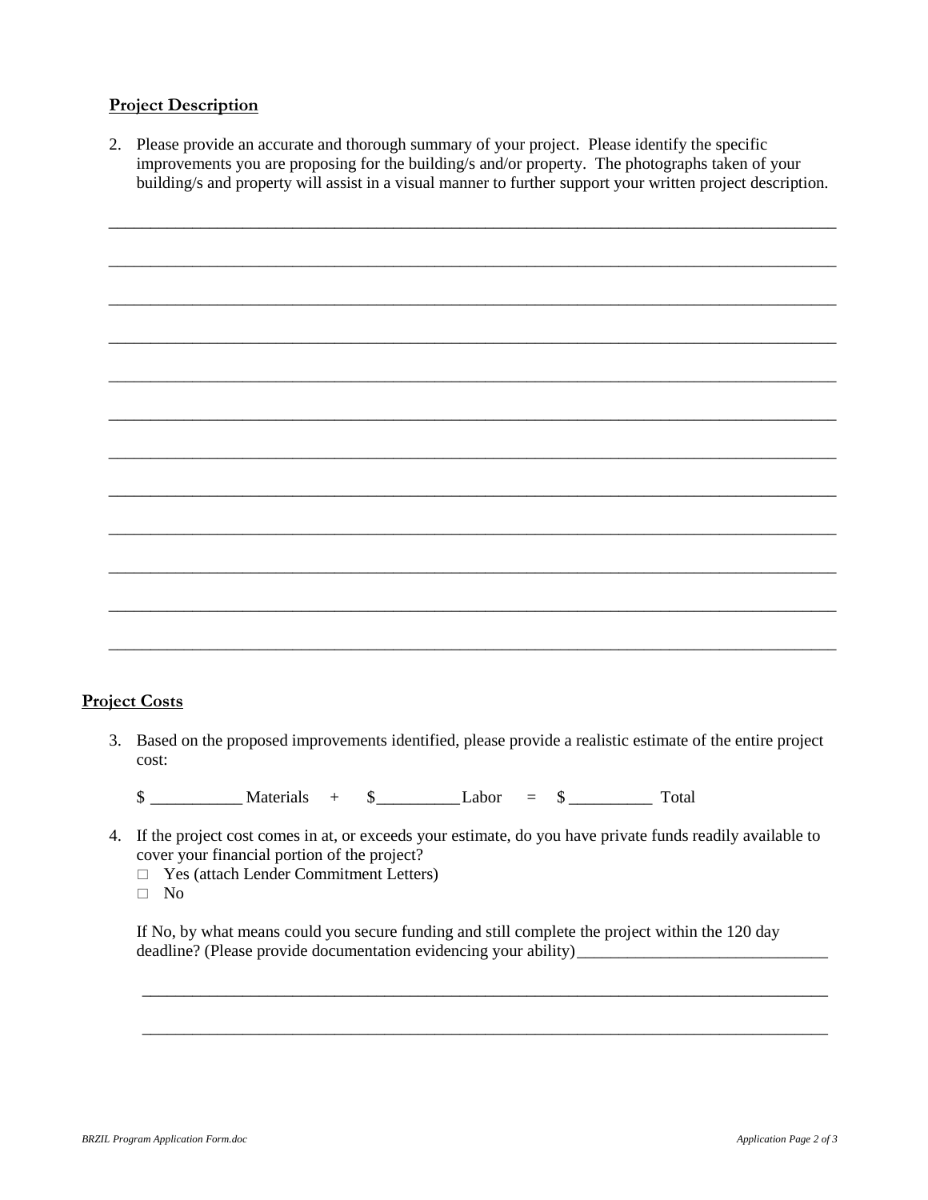**Project Description**

2. Please provide an accurate and thorough summary of your project. Please identify the specific improvements you are proposing for the building/s and/or property. The photographs taken of your building/s and property will assist in a visual manner to further support your written project description.

_______________________________________________________________________________

_______________________________________________________________________________

_______________________________________________________________________________

_______________________________________________________________________________

_______________________________________________________________________________

_______________________________________________________________________________

_______________________________________________________________________________

_______________________________________________________________________________

_______________________________________________________________________________

_______________________________________________________________________________

_______________________________________________________________________________

_______________________________________________________________________________

**Project Costs**

3. Based on the proposed improvements identified, please provide a realistic estimate of the entire project cost:

   $ ___________ Materials + $__________ Labor = $ __________ Total

4. If the project cost comes in at, or exceeds your estimate, do you have private funds readily available to cover your financial portion of the project?
   - □ Yes (attach Lender Commitment Letters)
   - □ No

   If No, by what means could you secure funding and still complete the project within the 120 day deadline? (Please provide documentation evidencing your ability)______________________________

   _____________________________________________________________________________

   _____________________________________________________________________________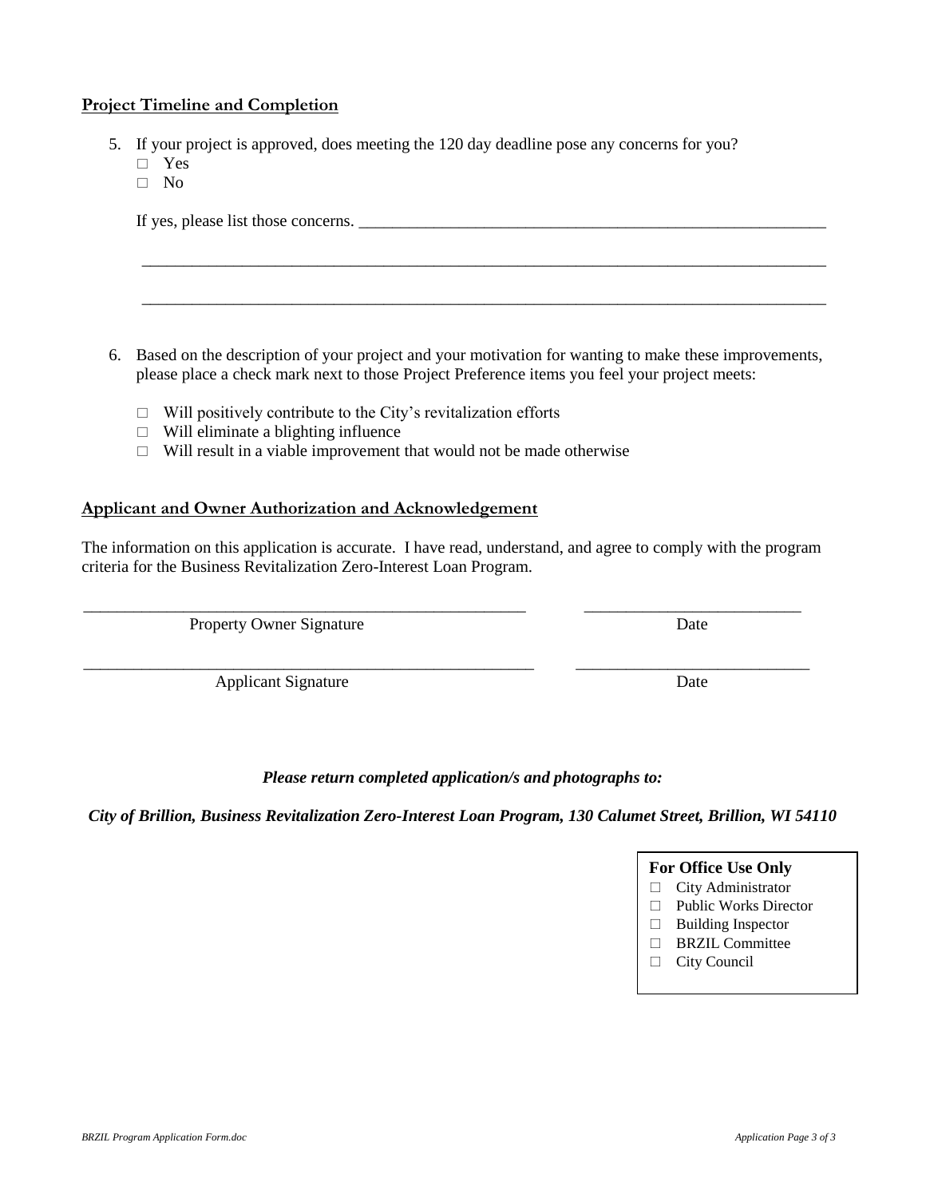**Project Timeline and Completion**

5. If your project is approved, does meeting the 120 day deadline pose any concerns for you?
   - □ Yes
   - □ No

   If yes, please list those concerns. ____________________________________________________________

   ________________________________________________________________________________________

   ________________________________________________________________________________________

6. Based on the description of your project and your motivation for wanting to make these improvements, please place a check mark next to those Project Preference items you feel your project meets:

   - □ Will positively contribute to the City's revitalization efforts
   - □ Will eliminate a blighting influence
   - □ Will result in a viable improvement that would not be made otherwise

**Applicant and Owner Authorization and Acknowledgement**

The information on this application is accurate. I have read, understand, and agree to comply with the program criteria for the Business Revitalization Zero-Interest Loan Program.

_______________________________________________________ __________________________

Property Owner Signature Date

_______________________________________________________ __________________________

Applicant Signature Date

***Please return completed application/s and photographs to:***

***City of Brillion, Business Revitalization Zero-Interest Loan Program, 130 Calumet Street, Brillion, WI 54110***

**For Office Use Only**
- □ City Administrator
- □ Public Works Director
- □ Building Inspector
- □ BRZIL Committee
- □ City Council